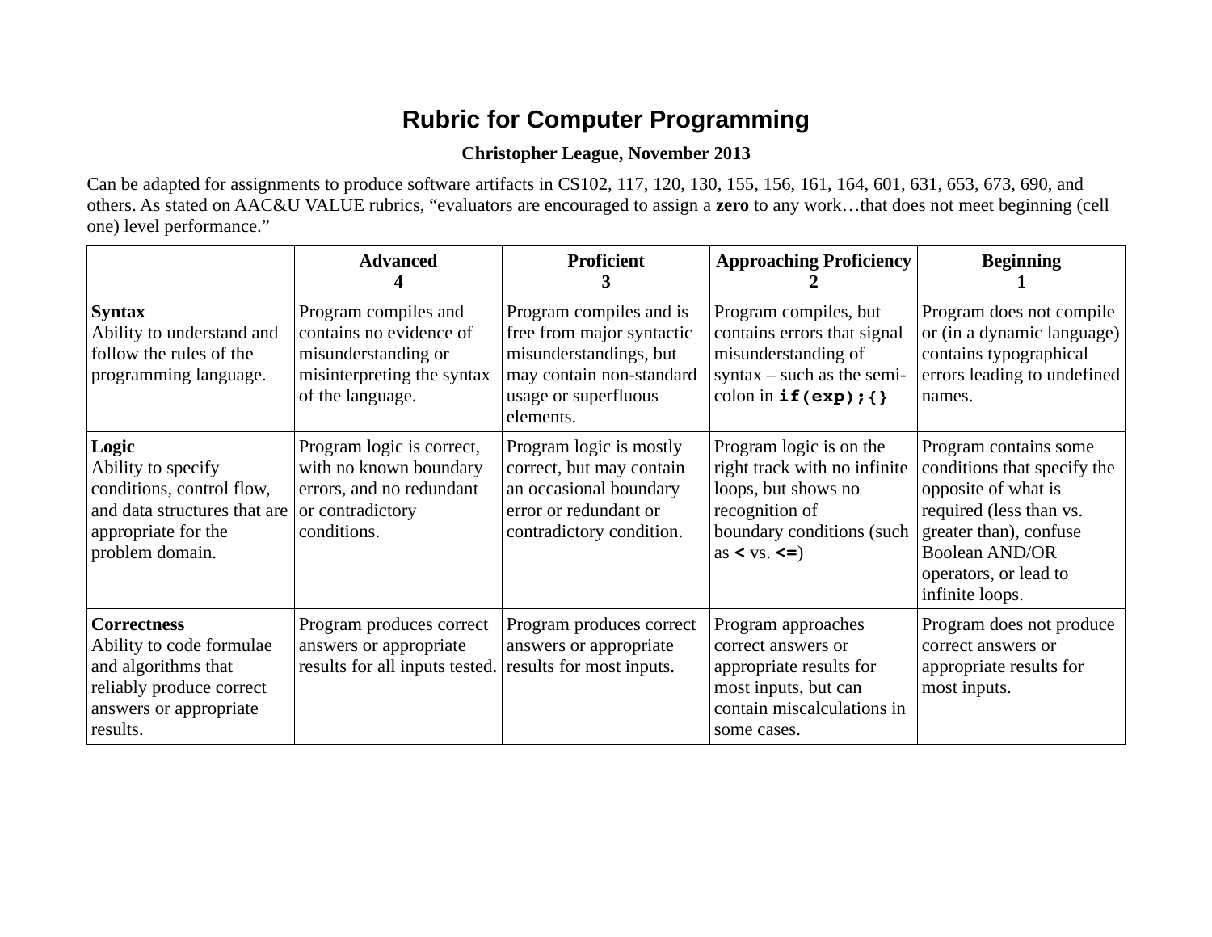# Rubric for Computer Programming

**Christopher League, November 2013**

Can be adapted for assignments to produce software artifacts in CS102, 117, 120, 130, 155, 156, 161, 164, 601, 631, 653, 673, 690, and others. As stated on AAC&U VALUE rubrics, "evaluators are encouraged to assign a **zero** to any work…that does not meet beginning (cell one) level performance."

| | **Advanced**<br>**4** | **Proficient**<br>**3** | **Approaching Proficiency**<br>**2** | **Beginning**<br>**1** |
|---|---|---|---|---|
| **Syntax**<br>Ability to understand and follow the rules of the programming language. | Program compiles and contains no evidence of misunderstanding or misinterpreting the syntax of the language. | Program compiles and is free from major syntactic misunderstandings, but may contain non-standard usage or superfluous elements. | Program compiles, but contains errors that signal misunderstanding of syntax – such as the semi-colon in **`if(exp);{}`** | Program does not compile or (in a dynamic language) contains typographical errors leading to undefined names. |
| **Logic**<br>Ability to specify conditions, control flow, and data structures that are appropriate for the problem domain. | Program logic is correct, with no known boundary errors, and no redundant or contradictory conditions. | Program logic is mostly correct, but may contain an occasional boundary error or redundant or contradictory condition. | Program logic is on the right track with no infinite loops, but shows no recognition of boundary conditions (such as **`<`** vs. **`<=`**) | Program contains some conditions that specify the opposite of what is required (less than vs. greater than), confuse Boolean AND/OR operators, or lead to infinite loops. |
| **Correctness**<br>Ability to code formulae and algorithms that reliably produce correct answers or appropriate results. | Program produces correct answers or appropriate results for all inputs tested. | Program produces correct answers or appropriate results for most inputs. | Program approaches correct answers or appropriate results for most inputs, but can contain miscalculations in some cases. | Program does not produce correct answers or appropriate results for most inputs. |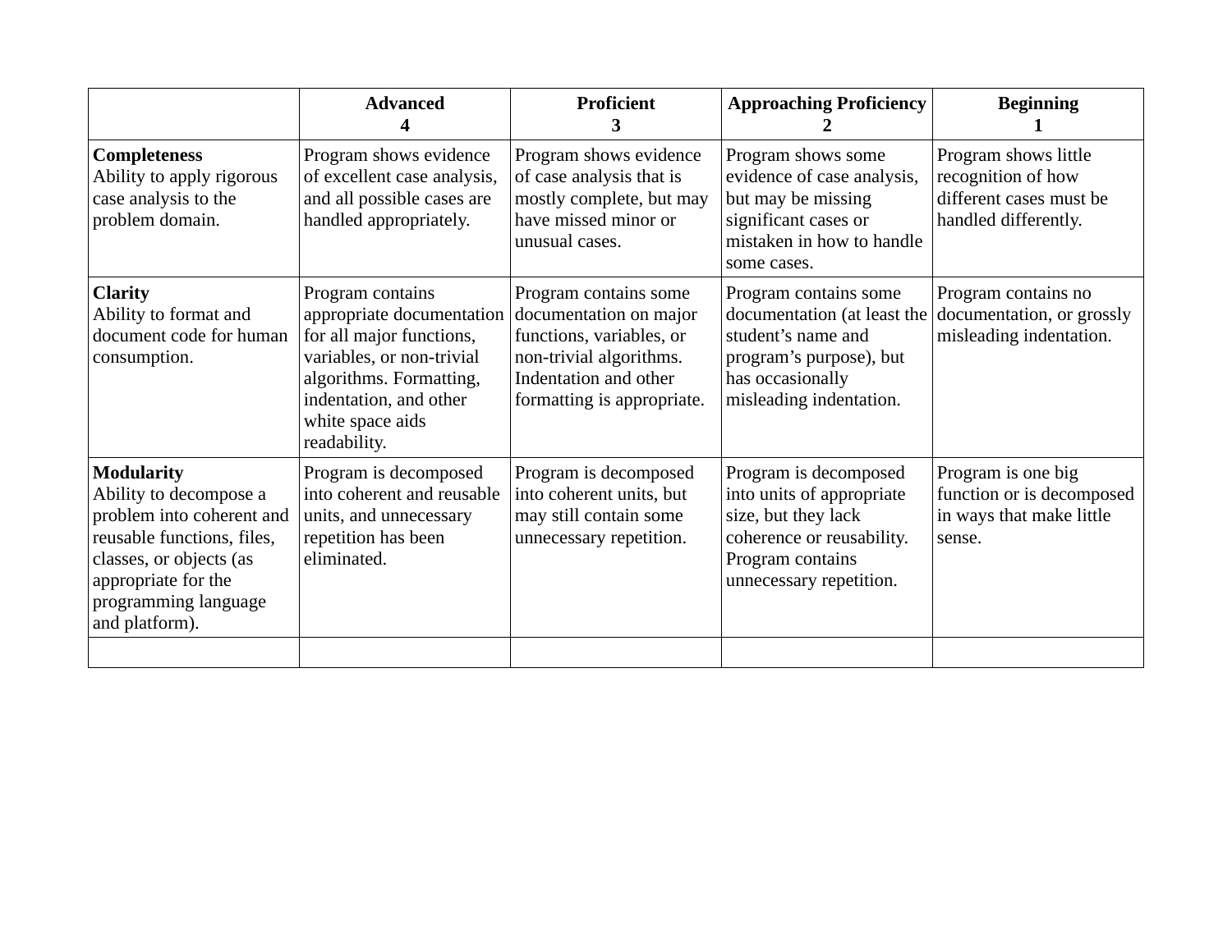| | **Advanced**<br>**4** | **Proficient**<br>**3** | **Approaching Proficiency**<br>**2** | **Beginning**<br>**1** |
|---|---|---|---|---|
| **Completeness**<br>Ability to apply rigorous case analysis to the problem domain. | Program shows evidence of excellent case analysis, and all possible cases are handled appropriately. | Program shows evidence of case analysis that is mostly complete, but may have missed minor or unusual cases. | Program shows some evidence of case analysis, but may be missing significant cases or mistaken in how to handle some cases. | Program shows little recognition of how different cases must be handled differently. |
| **Clarity**<br>Ability to format and document code for human consumption. | Program contains appropriate documentation for all major functions, variables, or non-trivial algorithms. Formatting, indentation, and other white space aids readability. | Program contains some documentation on major functions, variables, or non-trivial algorithms. Indentation and other formatting is appropriate. | Program contains some documentation (at least the student's name and program's purpose), but has occasionally misleading indentation. | Program contains no documentation, or grossly misleading indentation. |
| **Modularity**<br>Ability to decompose a problem into coherent and reusable functions, files, classes, or objects (as appropriate for the programming language and platform). | Program is decomposed into coherent and reusable units, and unnecessary repetition has been eliminated. | Program is decomposed into coherent units, but may still contain some unnecessary repetition. | Program is decomposed into units of appropriate size, but they lack coherence or reusability. Program contains unnecessary repetition. | Program is one big function or is decomposed in ways that make little sense. |
| | | | | |